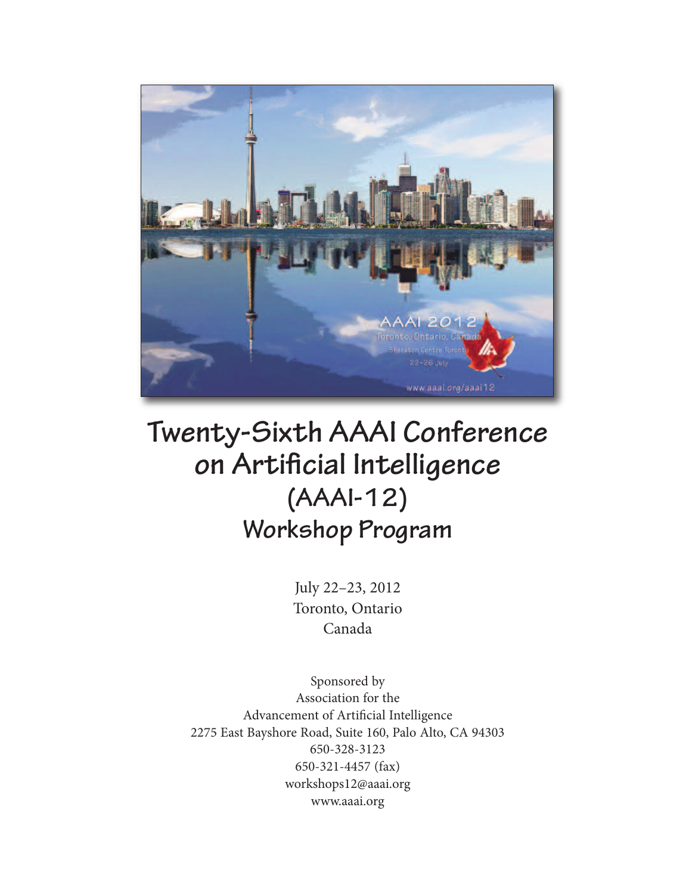# Twenty-Sixth AAAI Conference on Artificial Intelligence (AAAI-12)

## Workshop Program

July 22–23, 2012
Toronto, Ontario
Canada

Sponsored by
Association for the
Advancement of Artificial Intelligence
2275 East Bayshore Road, Suite 160, Palo Alto, CA 94303
650-328-3123
650-321-4457 (fax)
workshops12@aaai.org
www.aaai.org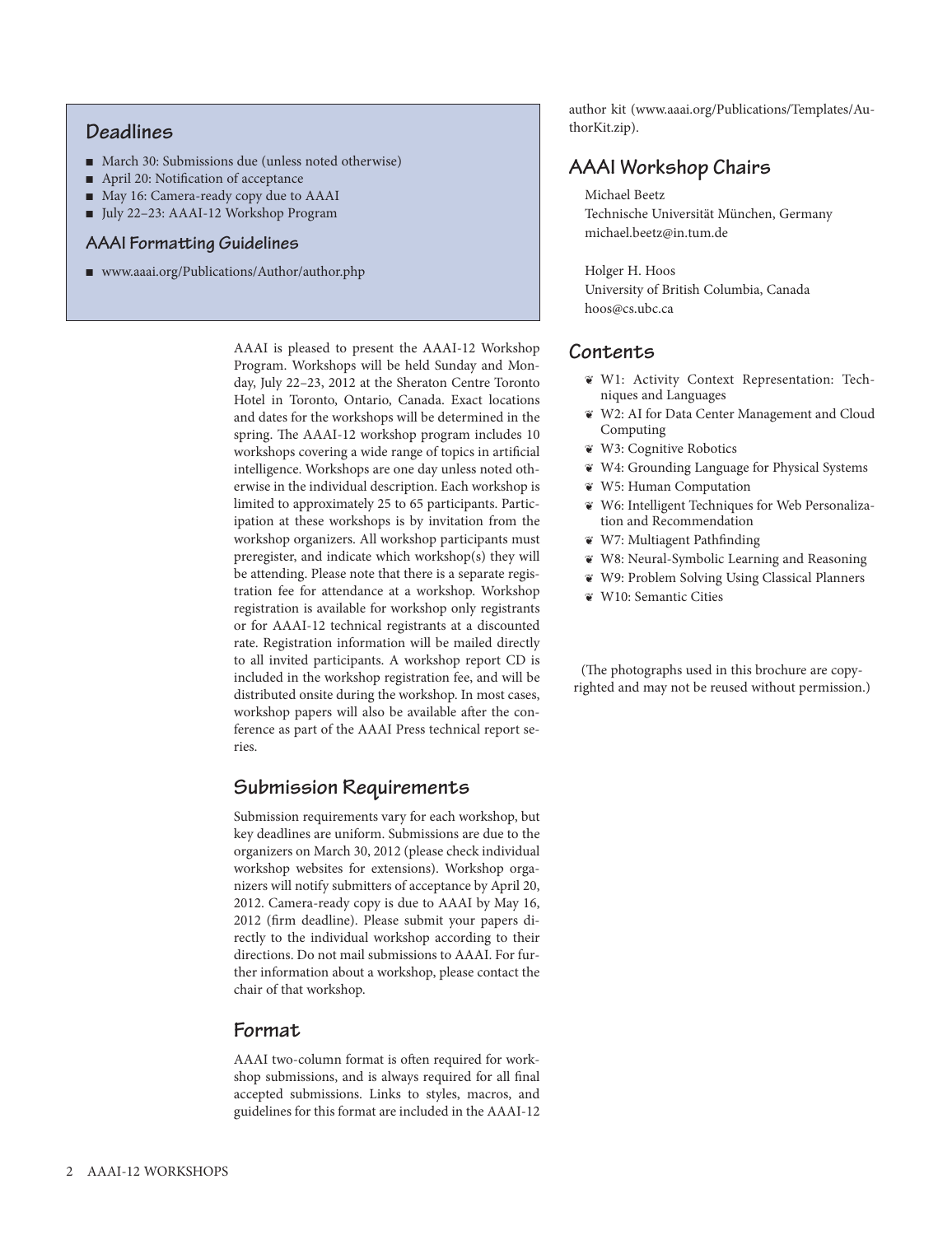## Deadlines

- March 30: Submissions due (unless noted otherwise)
- April 20: Notification of acceptance
- May 16: Camera-ready copy due to AAAI
- July 22–23: AAAI-12 Workshop Program

### AAAI Formatting Guidelines

- www.aaai.org/Publications/Author/author.php

AAAI is pleased to present the AAAI-12 Workshop Program. Workshops will be held Sunday and Monday, July 22–23, 2012 at the Sheraton Centre Toronto Hotel in Toronto, Ontario, Canada. Exact locations and dates for the workshops will be determined in the spring. The AAAI-12 workshop program includes 10 workshops covering a wide range of topics in artificial intelligence. Workshops are one day unless noted otherwise in the individual description. Each workshop is limited to approximately 25 to 65 participants. Participation at these workshops is by invitation from the workshop organizers. All workshop participants must preregister, and indicate which workshop(s) they will be attending. Please note that there is a separate registration fee for attendance at a workshop. Workshop registration is available for workshop only registrants or for AAAI-12 technical registrants at a discounted rate. Registration information will be mailed directly to all invited participants. A workshop report CD is included in the workshop registration fee, and will be distributed onsite during the workshop. In most cases, workshop papers will also be available after the conference as part of the AAAI Press technical report series.

## Submission Requirements

Submission requirements vary for each workshop, but key deadlines are uniform. Submissions are due to the organizers on March 30, 2012 (please check individual workshop websites for extensions). Workshop organizers will notify submitters of acceptance by April 20, 2012. Camera-ready copy is due to AAAI by May 16, 2012 (firm deadline). Please submit your papers directly to the individual workshop according to their directions. Do not mail submissions to AAAI. For further information about a workshop, please contact the chair of that workshop.

## Format

AAAI two-column format is often required for workshop submissions, and is always required for all final accepted submissions. Links to styles, macros, and guidelines for this format are included in the AAAI-12 author kit (www.aaai.org/Publications/Templates/AuthorKit.zip).

## AAAI Workshop Chairs

Michael Beetz
Technische Universität München, Germany
michael.beetz@in.tum.de

Holger H. Hoos
University of British Columbia, Canada
hoos@cs.ubc.ca

## Contents

- W1: Activity Context Representation: Techniques and Languages
- W2: AI for Data Center Management and Cloud Computing
- W3: Cognitive Robotics
- W4: Grounding Language for Physical Systems
- W5: Human Computation
- W6: Intelligent Techniques for Web Personalization and Recommendation
- W7: Multiagent Pathfinding
- W8: Neural-Symbolic Learning and Reasoning
- W9: Problem Solving Using Classical Planners
- W10: Semantic Cities

(The photographs used in this brochure are copyrighted and may not be reused without permission.)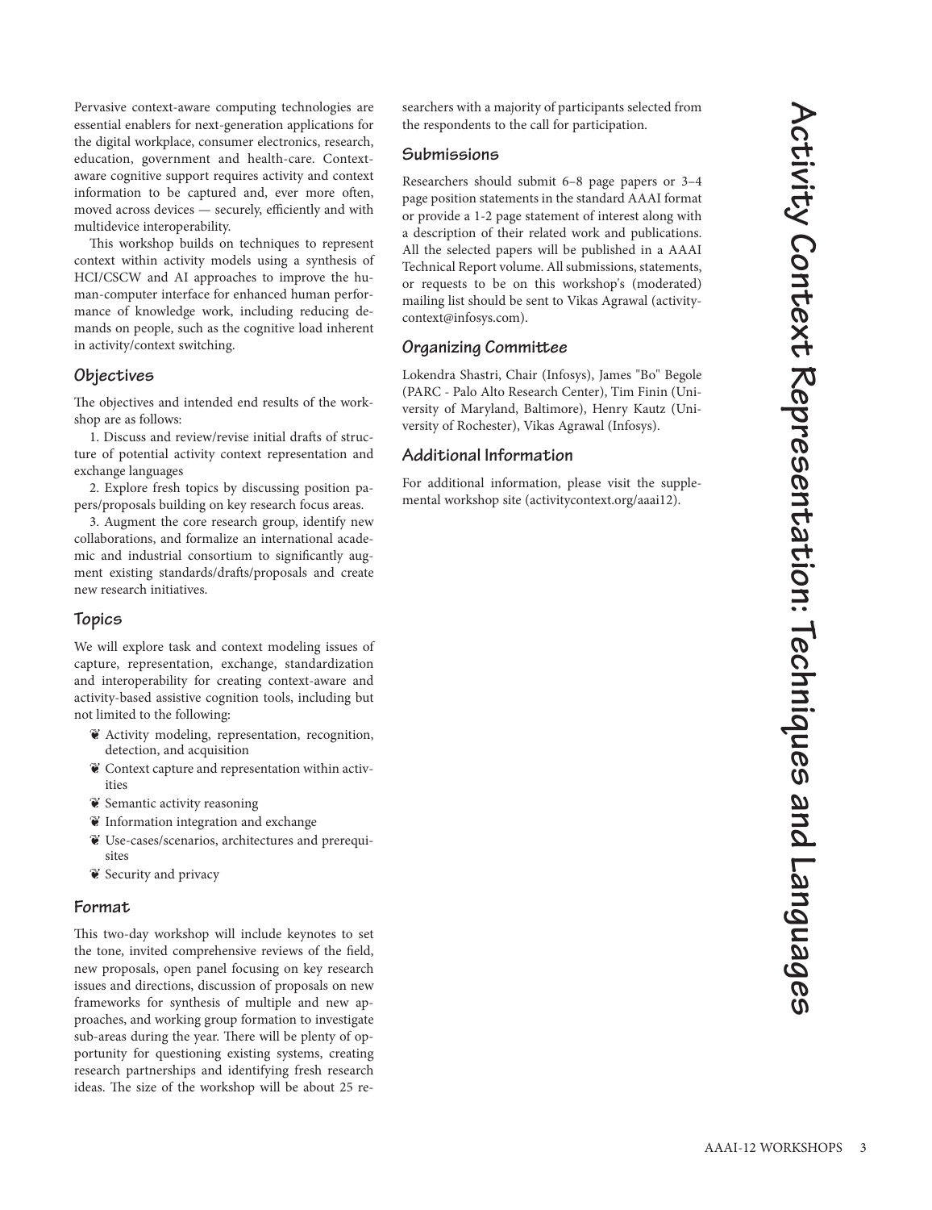# Activity Context Representation: Techniques and Languages

Pervasive context-aware computing technologies are essential enablers for next-generation applications for the digital workplace, consumer electronics, research, education, government and health-care. Context-aware cognitive support requires activity and context information to be captured and, ever more often, moved across devices — securely, efficiently and with multidevice interoperability.

This workshop builds on techniques to represent context within activity models using a synthesis of HCI/CSCW and AI approaches to improve the human-computer interface for enhanced human performance of knowledge work, including reducing demands on people, such as the cognitive load inherent in activity/context switching.

## Objectives

The objectives and intended end results of the workshop are as follows:

1. Discuss and review/revise initial drafts of structure of potential activity context representation and exchange languages

2. Explore fresh topics by discussing position papers/proposals building on key research focus areas.

3. Augment the core research group, identify new collaborations, and formalize an international academic and industrial consortium to significantly augment existing standards/drafts/proposals and create new research initiatives.

## Topics

We will explore task and context modeling issues of capture, representation, exchange, standardization and interoperability for creating context-aware and activity-based assistive cognition tools, including but not limited to the following:

- Activity modeling, representation, recognition, detection, and acquisition
- Context capture and representation within activities
- Semantic activity reasoning
- Information integration and exchange
- Use-cases/scenarios, architectures and prerequisites
- Security and privacy

## Format

This two-day workshop will include keynotes to set the tone, invited comprehensive reviews of the field, new proposals, open panel focusing on key research issues and directions, discussion of proposals on new frameworks for synthesis of multiple and new approaches, and working group formation to investigate sub-areas during the year. There will be plenty of opportunity for questioning existing systems, creating research partnerships and identifying fresh research ideas. The size of the workshop will be about 25 researchers with a majority of participants selected from the respondents to the call for participation.

## Submissions

Researchers should submit 6–8 page papers or 3–4 page position statements in the standard AAAI format or provide a 1-2 page statement of interest along with a description of their related work and publications. All the selected papers will be published in a AAAI Technical Report volume. All submissions, statements, or requests to be on this workshop's (moderated) mailing list should be sent to Vikas Agrawal (activity-context@infosys.com).

## Organizing Committee

Lokendra Shastri, Chair (Infosys), James "Bo" Begole (PARC - Palo Alto Research Center), Tim Finin (University of Maryland, Baltimore), Henry Kautz (University of Rochester), Vikas Agrawal (Infosys).

## Additional Information

For additional information, please visit the supplemental workshop site (activitycontext.org/aaai12).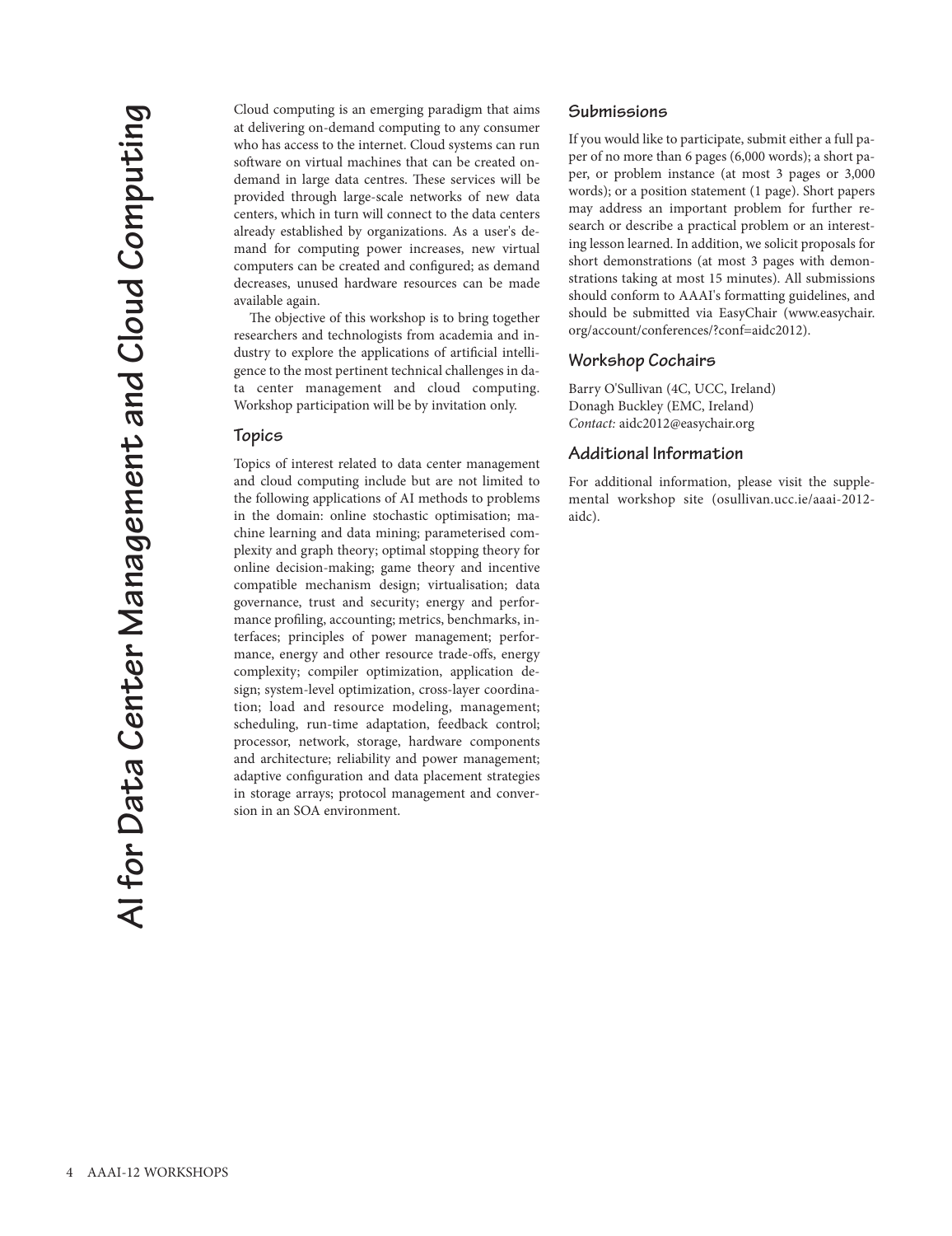# AI for Data Center Management and Cloud Computing

Cloud computing is an emerging paradigm that aims at delivering on-demand computing to any consumer who has access to the internet. Cloud systems can run software on virtual machines that can be created on-demand in large data centres. These services will be provided through large-scale networks of new data centers, which in turn will connect to the data centers already established by organizations. As a user's demand for computing power increases, new virtual computers can be created and configured; as demand decreases, unused hardware resources can be made available again.

The objective of this workshop is to bring together researchers and technologists from academia and industry to explore the applications of artificial intelligence to the most pertinent technical challenges in data center management and cloud computing. Workshop participation will be by invitation only.

## Topics

Topics of interest related to data center management and cloud computing include but are not limited to the following applications of AI methods to problems in the domain: online stochastic optimisation; machine learning and data mining; parameterised complexity and graph theory; optimal stopping theory for online decision-making; game theory and incentive compatible mechanism design; virtualisation; data governance, trust and security; energy and performance profiling, accounting; metrics, benchmarks, interfaces; principles of power management; performance, energy and other resource trade-offs, energy complexity; compiler optimization, application design; system-level optimization, cross-layer coordination; load and resource modeling, management; scheduling, run-time adaptation, feedback control; processor, network, storage, hardware components and architecture; reliability and power management; adaptive configuration and data placement strategies in storage arrays; protocol management and conversion in an SOA environment.

## Submissions

If you would like to participate, submit either a full paper of no more than 6 pages (6,000 words); a short paper, or problem instance (at most 3 pages or 3,000 words); or a position statement (1 page). Short papers may address an important problem for further research or describe a practical problem or an interesting lesson learned. In addition, we solicit proposals for short demonstrations (at most 3 pages with demonstrations taking at most 15 minutes). All submissions should conform to AAAI's formatting guidelines, and should be submitted via EasyChair (www.easychair.org/account/conferences/?conf=aidc2012).

## Workshop Cochairs

Barry O'Sullivan (4C, UCC, Ireland)
Donagh Buckley (EMC, Ireland)
*Contact:* aidc2012@easychair.org

## Additional Information

For additional information, please visit the supplemental workshop site (osullivan.ucc.ie/aaai-2012-aidc).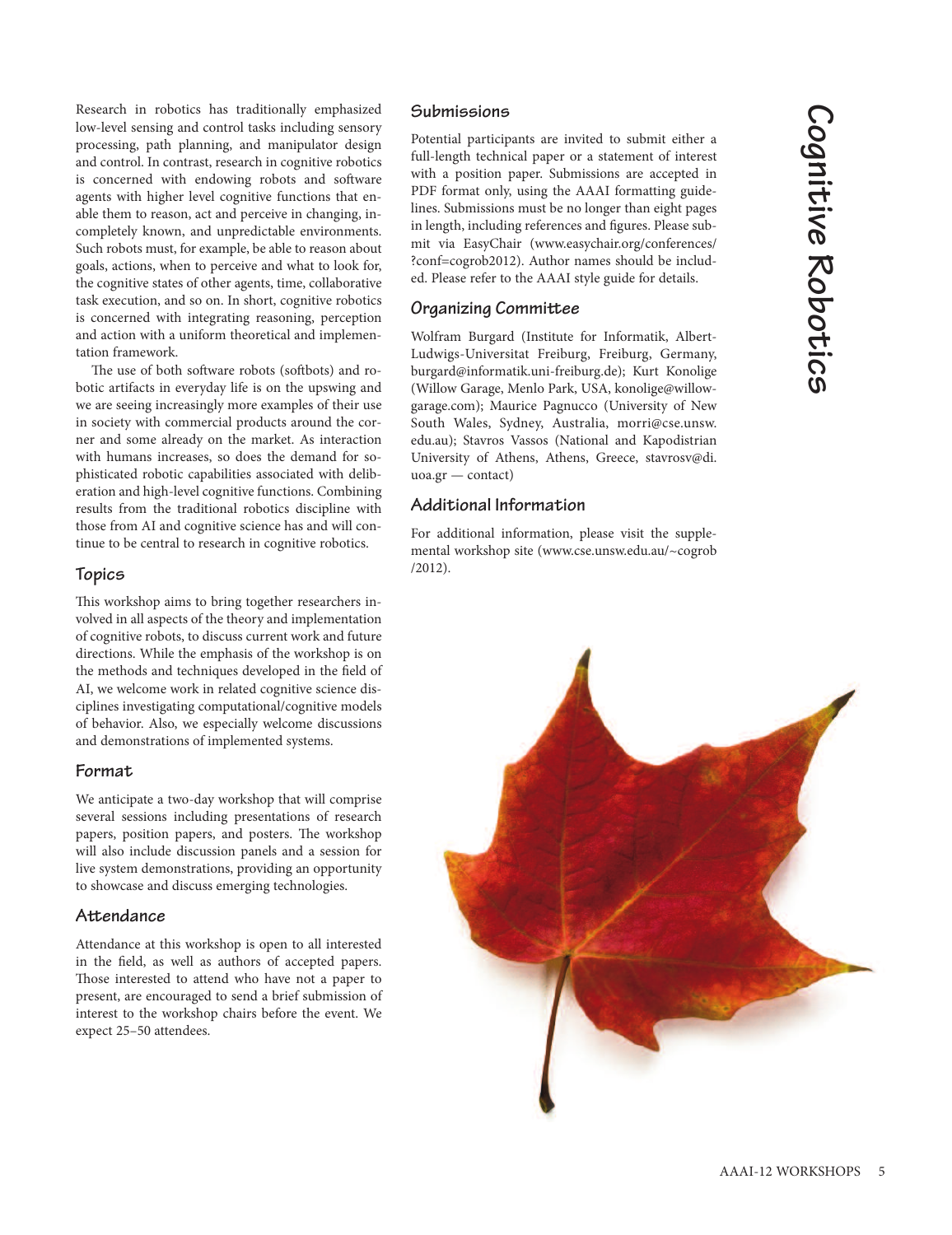# Cognitive Robotics

Research in robotics has traditionally emphasized low-level sensing and control tasks including sensory processing, path planning, and manipulator design and control. In contrast, research in cognitive robotics is concerned with endowing robots and software agents with higher level cognitive functions that enable them to reason, act and perceive in changing, incompletely known, and unpredictable environments. Such robots must, for example, be able to reason about goals, actions, when to perceive and what to look for, the cognitive states of other agents, time, collaborative task execution, and so on. In short, cognitive robotics is concerned with integrating reasoning, perception and action with a uniform theoretical and implementation framework.

The use of both software robots (softbots) and robotic artifacts in everyday life is on the upswing and we are seeing increasingly more examples of their use in society with commercial products around the corner and some already on the market. As interaction with humans increases, so does the demand for sophisticated robotic capabilities associated with deliberation and high-level cognitive functions. Combining results from the traditional robotics discipline with those from AI and cognitive science has and will continue to be central to research in cognitive robotics.

## Topics

This workshop aims to bring together researchers involved in all aspects of the theory and implementation of cognitive robots, to discuss current work and future directions. While the emphasis of the workshop is on the methods and techniques developed in the field of AI, we welcome work in related cognitive science disciplines investigating computational/cognitive models of behavior. Also, we especially welcome discussions and demonstrations of implemented systems.

## Format

We anticipate a two-day workshop that will comprise several sessions including presentations of research papers, position papers, and posters. The workshop will also include discussion panels and a session for live system demonstrations, providing an opportunity to showcase and discuss emerging technologies.

## Attendance

Attendance at this workshop is open to all interested in the field, as well as authors of accepted papers. Those interested to attend who have not a paper to present, are encouraged to send a brief submission of interest to the workshop chairs before the event. We expect 25–50 attendees.

## Submissions

Potential participants are invited to submit either a full-length technical paper or a statement of interest with a position paper. Submissions are accepted in PDF format only, using the AAAI formatting guidelines. Submissions must be no longer than eight pages in length, including references and figures. Please submit via EasyChair (www.easychair.org/conferences/?conf=cogrob2012). Author names should be included. Please refer to the AAAI style guide for details.

## Organizing Committee

Wolfram Burgard (Institute for Informatik, Albert-Ludwigs-Universitat Freiburg, Freiburg, Germany, burgard@informatik.uni-freiburg.de); Kurt Konolige (Willow Garage, Menlo Park, USA, konolige@willowgarage.com); Maurice Pagnucco (University of New South Wales, Sydney, Australia, morri@cse.unsw.edu.au); Stavros Vassos (National and Kapodistrian University of Athens, Athens, Greece, stavrosv@di.uoa.gr — contact)

## Additional Information

For additional information, please visit the supplemental workshop site (www.cse.unsw.edu.au/~cogrob/2012).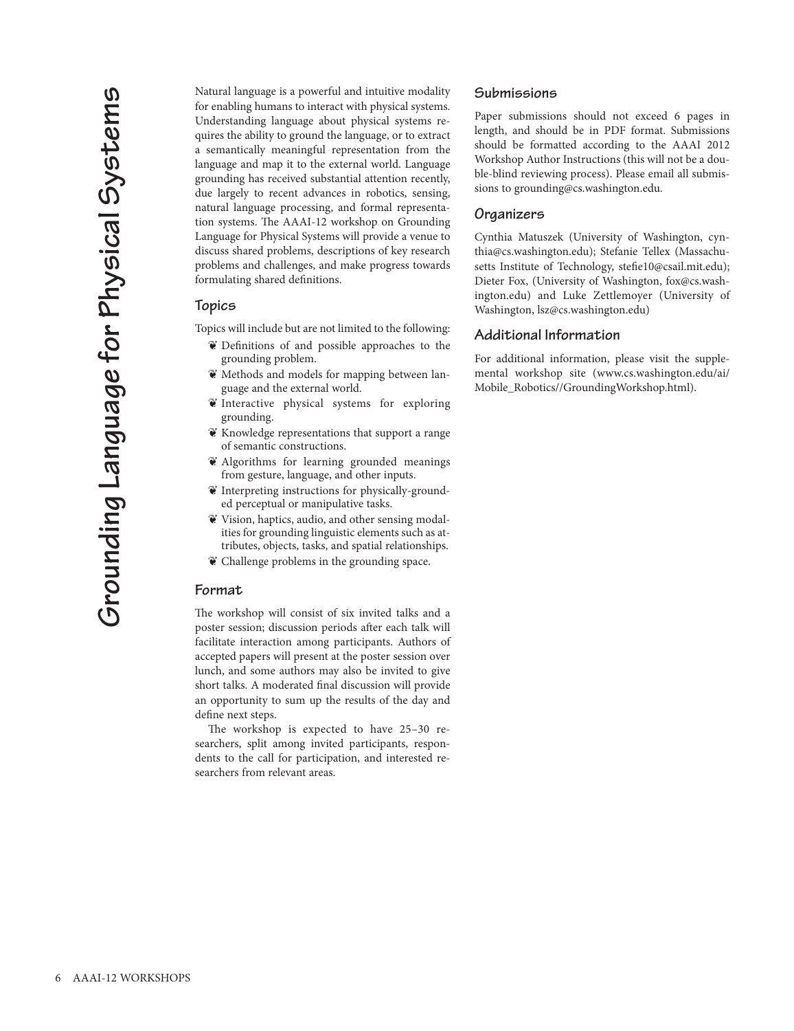# Grounding Language for Physical Systems

Natural language is a powerful and intuitive modality for enabling humans to interact with physical systems. Understanding language about physical systems requires the ability to ground the language, or to extract a semantically meaningful representation from the language and map it to the external world. Language grounding has received substantial attention recently, due largely to recent advances in robotics, sensing, natural language processing, and formal representation systems. The AAAI-12 workshop on Grounding Language for Physical Systems will provide a venue to discuss shared problems, descriptions of key research problems and challenges, and make progress towards formulating shared definitions.

## Topics

Topics will include but are not limited to the following:

- Definitions of and possible approaches to the grounding problem.
- Methods and models for mapping between language and the external world.
- Interactive physical systems for exploring grounding.
- Knowledge representations that support a range of semantic constructions.
- Algorithms for learning grounded meanings from gesture, language, and other inputs.
- Interpreting instructions for physically-grounded perceptual or manipulative tasks.
- Vision, haptics, audio, and other sensing modalities for grounding linguistic elements such as attributes, objects, tasks, and spatial relationships.
- Challenge problems in the grounding space.

## Format

The workshop will consist of six invited talks and a poster session; discussion periods after each talk will facilitate interaction among participants. Authors of accepted papers will present at the poster session over lunch, and some authors may also be invited to give short talks. A moderated final discussion will provide an opportunity to sum up the results of the day and define next steps.

The workshop is expected to have 25–30 researchers, split among invited participants, respondents to the call for participation, and interested researchers from relevant areas.

## Submissions

Paper submissions should not exceed 6 pages in length, and should be in PDF format. Submissions should be formatted according to the AAAI 2012 Workshop Author Instructions (this will not be a double-blind reviewing process). Please email all submissions to grounding@cs.washington.edu.

## Organizers

Cynthia Matuszek (University of Washington, cynthia@cs.washington.edu); Stefanie Tellex (Massachusetts Institute of Technology, stefie10@csail.mit.edu); Dieter Fox, (University of Washington, fox@cs.washington.edu) and Luke Zettlemoyer (University of Washington, lsz@cs.washington.edu)

## Additional Information

For additional information, please visit the supplemental workshop site (www.cs.washington.edu/ai/Mobile_Robotics//GroundingWorkshop.html).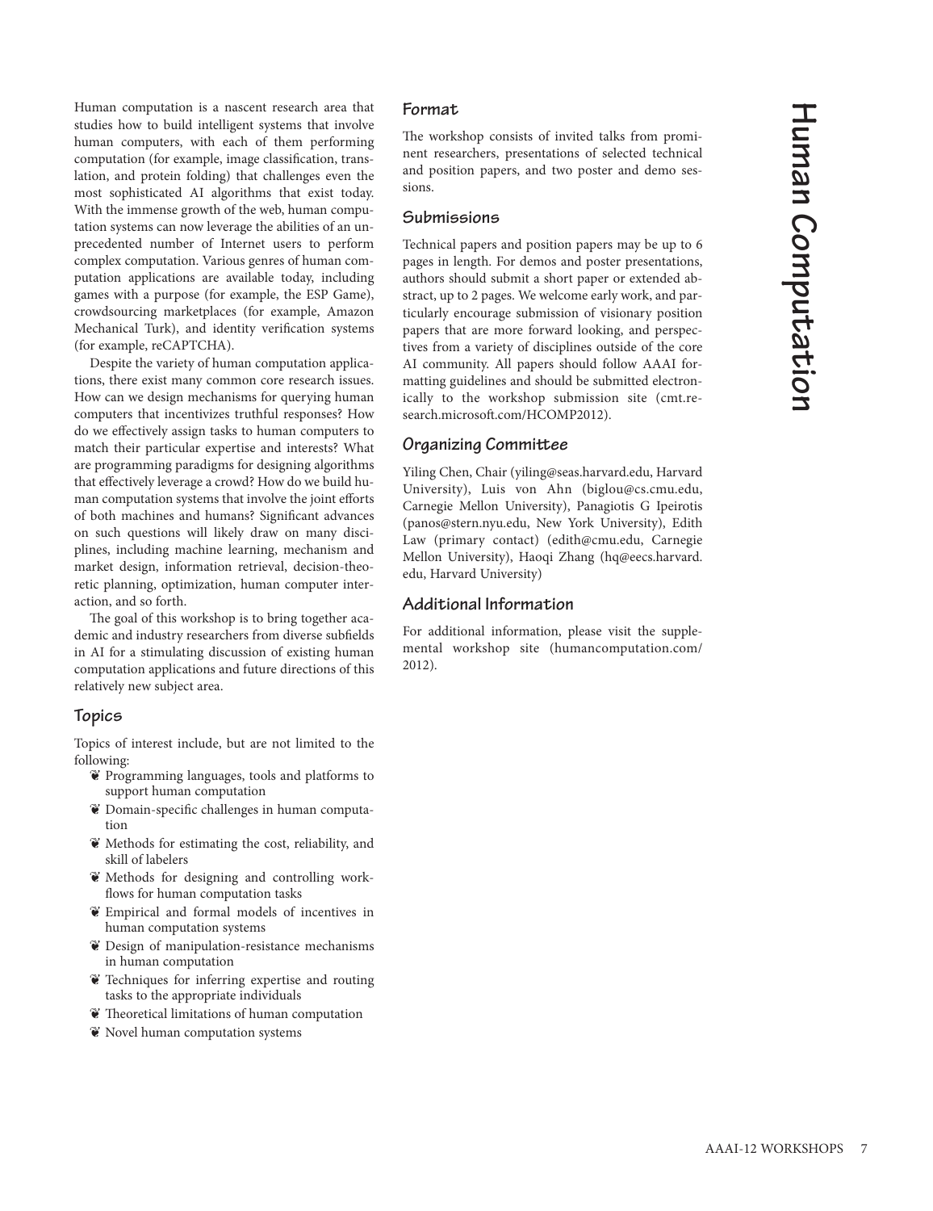# Human Computation

Human computation is a nascent research area that studies how to build intelligent systems that involve human computers, with each of them performing computation (for example, image classification, translation, and protein folding) that challenges even the most sophisticated AI algorithms that exist today. With the immense growth of the web, human computation systems can now leverage the abilities of an unprecedented number of Internet users to perform complex computation. Various genres of human computation applications are available today, including games with a purpose (for example, the ESP Game), crowdsourcing marketplaces (for example, Amazon Mechanical Turk), and identity verification systems (for example, reCAPTCHA).

Despite the variety of human computation applications, there exist many common core research issues. How can we design mechanisms for querying human computers that incentivizes truthful responses? How do we effectively assign tasks to human computers to match their particular expertise and interests? What are programming paradigms for designing algorithms that effectively leverage a crowd? How do we build human computation systems that involve the joint efforts of both machines and humans? Significant advances on such questions will likely draw on many disciplines, including machine learning, mechanism and market design, information retrieval, decision-theoretic planning, optimization, human computer interaction, and so forth.

The goal of this workshop is to bring together academic and industry researchers from diverse subfields in AI for a stimulating discussion of existing human computation applications and future directions of this relatively new subject area.

## Topics

Topics of interest include, but are not limited to the following:

- Programming languages, tools and platforms to support human computation
- Domain-specific challenges in human computation
- Methods for estimating the cost, reliability, and skill of labelers
- Methods for designing and controlling workflows for human computation tasks
- Empirical and formal models of incentives in human computation systems
- Design of manipulation-resistance mechanisms in human computation
- Techniques for inferring expertise and routing tasks to the appropriate individuals
- Theoretical limitations of human computation
- Novel human computation systems

## Format

The workshop consists of invited talks from prominent researchers, presentations of selected technical and position papers, and two poster and demo sessions.

## Submissions

Technical papers and position papers may be up to 6 pages in length. For demos and poster presentations, authors should submit a short paper or extended abstract, up to 2 pages. We welcome early work, and particularly encourage submission of visionary position papers that are more forward looking, and perspectives from a variety of disciplines outside of the core AI community. All papers should follow AAAI formatting guidelines and should be submitted electronically to the workshop submission site (cmt.research.microsoft.com/HCOMP2012).

## Organizing Committee

Yiling Chen, Chair (yiling@seas.harvard.edu, Harvard University), Luis von Ahn (biglou@cs.cmu.edu, Carnegie Mellon University), Panagiotis G Ipeirotis (panos@stern.nyu.edu, New York University), Edith Law (primary contact) (edith@cmu.edu, Carnegie Mellon University), Haoqi Zhang (hq@eecs.harvard.edu, Harvard University)

## Additional Information

For additional information, please visit the supplemental workshop site (humancomputation.com/2012).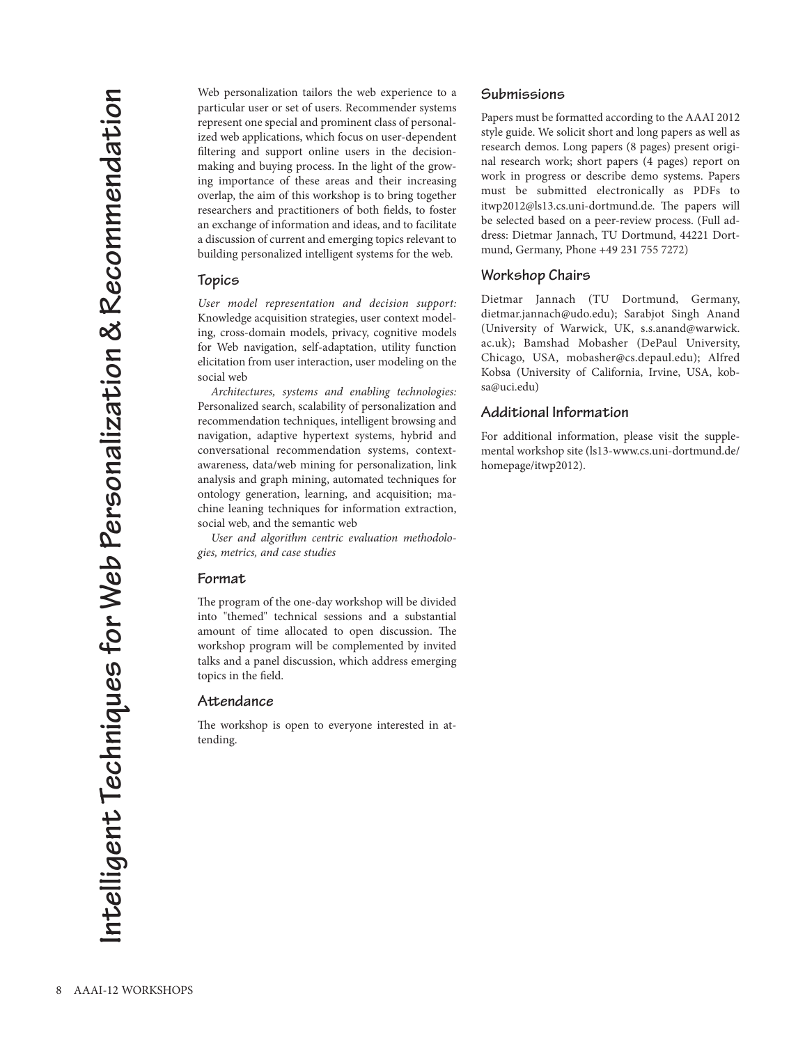# Intelligent Techniques for Web Personalization & Recommendation

Web personalization tailors the web experience to a particular user or set of users. Recommender systems represent one special and prominent class of personalized web applications, which focus on user-dependent filtering and support online users in the decision-making and buying process. In the light of the growing importance of these areas and their increasing overlap, the aim of this workshop is to bring together researchers and practitioners of both fields, to foster an exchange of information and ideas, and to facilitate a discussion of current and emerging topics relevant to building personalized intelligent systems for the web.

## Topics

*User model representation and decision support:* Knowledge acquisition strategies, user context modeling, cross-domain models, privacy, cognitive models for Web navigation, self-adaptation, utility function elicitation from user interaction, user modeling on the social web

*Architectures, systems and enabling technologies:* Personalized search, scalability of personalization and recommendation techniques, intelligent browsing and navigation, adaptive hypertext systems, hybrid and conversational recommendation systems, context-awareness, data/web mining for personalization, link analysis and graph mining, automated techniques for ontology generation, learning, and acquisition; machine leaning techniques for information extraction, social web, and the semantic web

*User and algorithm centric evaluation methodologies, metrics, and case studies*

## Format

The program of the one-day workshop will be divided into "themed" technical sessions and a substantial amount of time allocated to open discussion. The workshop program will be complemented by invited talks and a panel discussion, which address emerging topics in the field.

## Attendance

The workshop is open to everyone interested in attending.

## Submissions

Papers must be formatted according to the AAAI 2012 style guide. We solicit short and long papers as well as research demos. Long papers (8 pages) present original research work; short papers (4 pages) report on work in progress or describe demo systems. Papers must be submitted electronically as PDFs to itwp2012@ls13.cs.uni-dortmund.de. The papers will be selected based on a peer-review process. (Full address: Dietmar Jannach, TU Dortmund, 44221 Dortmund, Germany, Phone +49 231 755 7272)

## Workshop Chairs

Dietmar Jannach (TU Dortmund, Germany, dietmar.jannach@udo.edu); Sarabjot Singh Anand (University of Warwick, UK, s.s.anand@warwick.ac.uk); Bamshad Mobasher (DePaul University, Chicago, USA, mobasher@cs.depaul.edu); Alfred Kobsa (University of California, Irvine, USA, kobsa@uci.edu)

## Additional Information

For additional information, please visit the supplemental workshop site (ls13-www.cs.uni-dortmund.de/homepage/itwp2012).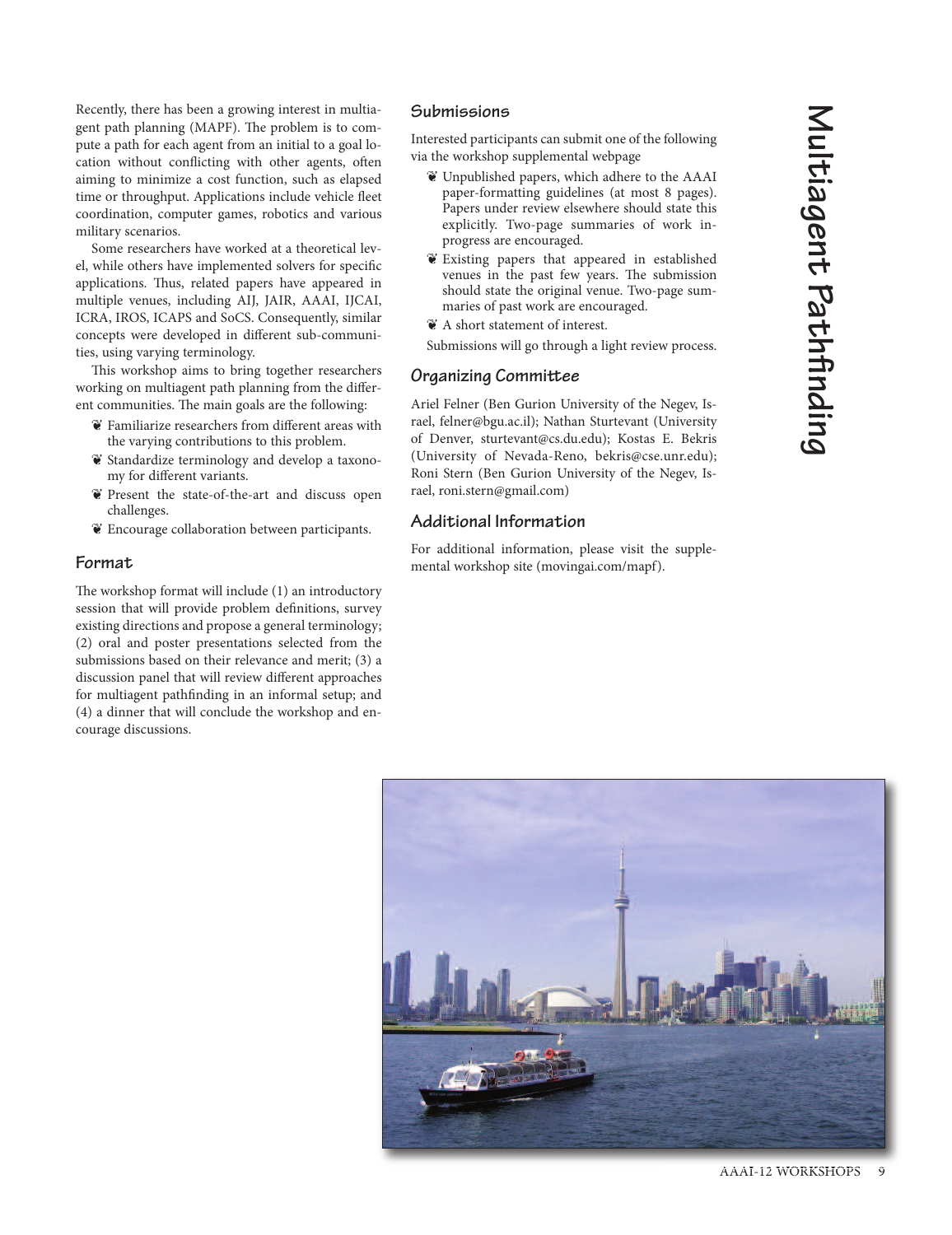# Multiagent Pathfinding

Recently, there has been a growing interest in multiagent path planning (MAPF). The problem is to compute a path for each agent from an initial to a goal location without conflicting with other agents, often aiming to minimize a cost function, such as elapsed time or throughput. Applications include vehicle fleet coordination, computer games, robotics and various military scenarios.

Some researchers have worked at a theoretical level, while others have implemented solvers for specific applications. Thus, related papers have appeared in multiple venues, including AIJ, JAIR, AAAI, IJCAI, ICRA, IROS, ICAPS and SoCS. Consequently, similar concepts were developed in different sub-communities, using varying terminology.

This workshop aims to bring together researchers working on multiagent path planning from the different communities. The main goals are the following:

- Familiarize researchers from different areas with the varying contributions to this problem.
- Standardize terminology and develop a taxonomy for different variants.
- Present the state-of-the-art and discuss open challenges.
- Encourage collaboration between participants.

## Format

The workshop format will include (1) an introductory session that will provide problem definitions, survey existing directions and propose a general terminology; (2) oral and poster presentations selected from the submissions based on their relevance and merit; (3) a discussion panel that will review different approaches for multiagent pathfinding in an informal setup; and (4) a dinner that will conclude the workshop and encourage discussions.

## Submissions

Interested participants can submit one of the following via the workshop supplemental webpage

- Unpublished papers, which adhere to the AAAI paper-formatting guidelines (at most 8 pages). Papers under review elsewhere should state this explicitly. Two-page summaries of work in-progress are encouraged.
- Existing papers that appeared in established venues in the past few years. The submission should state the original venue. Two-page summaries of past work are encouraged.
- A short statement of interest.

Submissions will go through a light review process.

## Organizing Committee

Ariel Felner (Ben Gurion University of the Negev, Israel, felner@bgu.ac.il); Nathan Sturtevant (University of Denver, sturtevant@cs.du.edu); Kostas E. Bekris (University of Nevada-Reno, bekris@cse.unr.edu); Roni Stern (Ben Gurion University of the Negev, Israel, roni.stern@gmail.com)

## Additional Information

For additional information, please visit the supplemental workshop site (movingai.com/mapf).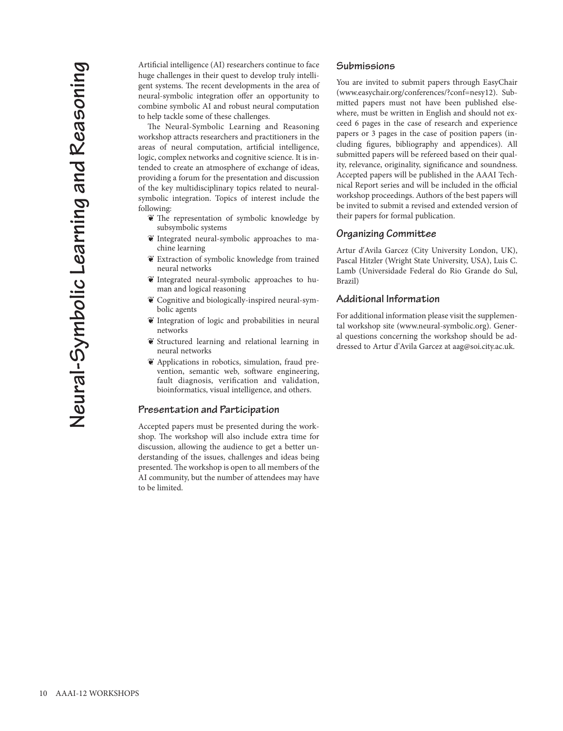# Neural-Symbolic Learning and Reasoning

Artificial intelligence (AI) researchers continue to face huge challenges in their quest to develop truly intelligent systems. The recent developments in the area of neural-symbolic integration offer an opportunity to combine symbolic AI and robust neural computation to help tackle some of these challenges.

The Neural-Symbolic Learning and Reasoning workshop attracts researchers and practitioners in the areas of neural computation, artificial intelligence, logic, complex networks and cognitive science. It is intended to create an atmosphere of exchange of ideas, providing a forum for the presentation and discussion of the key multidisciplinary topics related to neural-symbolic integration. Topics of interest include the following:

- The representation of symbolic knowledge by subsymbolic systems
- Integrated neural-symbolic approaches to machine learning
- Extraction of symbolic knowledge from trained neural networks
- Integrated neural-symbolic approaches to human and logical reasoning
- Cognitive and biologically-inspired neural-symbolic agents
- Integration of logic and probabilities in neural networks
- Structured learning and relational learning in neural networks
- Applications in robotics, simulation, fraud prevention, semantic web, software engineering, fault diagnosis, verification and validation, bioinformatics, visual intelligence, and others.

## Presentation and Participation

Accepted papers must be presented during the workshop. The workshop will also include extra time for discussion, allowing the audience to get a better understanding of the issues, challenges and ideas being presented. The workshop is open to all members of the AI community, but the number of attendees may have to be limited.

## Submissions

You are invited to submit papers through EasyChair (www.easychair.org/conferences/?conf=nesy12). Submitted papers must not have been published elsewhere, must be written in English and should not exceed 6 pages in the case of research and experience papers or 3 pages in the case of position papers (including figures, bibliography and appendices). All submitted papers will be refereed based on their quality, relevance, originality, significance and soundness. Accepted papers will be published in the AAAI Technical Report series and will be included in the official workshop proceedings. Authors of the best papers will be invited to submit a revised and extended version of their papers for formal publication.

## Organizing Committee

Artur d'Avila Garcez (City University London, UK), Pascal Hitzler (Wright State University, USA), Luis C. Lamb (Universidade Federal do Rio Grande do Sul, Brazil)

## Additional Information

For additional information please visit the supplemental workshop site (www.neural-symbolic.org). General questions concerning the workshop should be addressed to Artur d'Avila Garcez at aag@soi.city.ac.uk.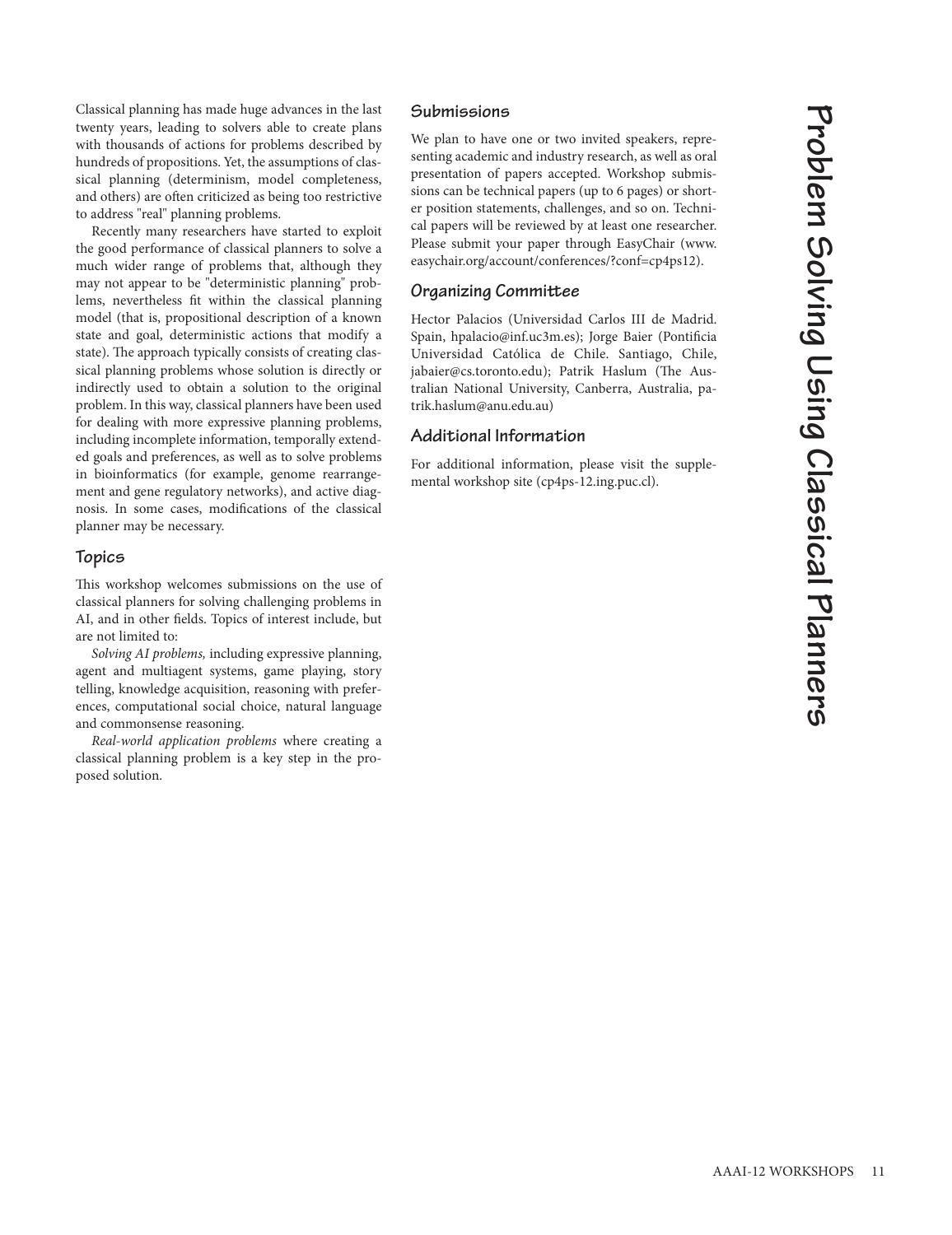# Problem Solving Using Classical Planners

Classical planning has made huge advances in the last twenty years, leading to solvers able to create plans with thousands of actions for problems described by hundreds of propositions. Yet, the assumptions of classical planning (determinism, model completeness, and others) are often criticized as being too restrictive to address "real" planning problems.

Recently many researchers have started to exploit the good performance of classical planners to solve a much wider range of problems that, although they may not appear to be "deterministic planning" problems, nevertheless fit within the classical planning model (that is, propositional description of a known state and goal, deterministic actions that modify a state). The approach typically consists of creating classical planning problems whose solution is directly or indirectly used to obtain a solution to the original problem. In this way, classical planners have been used for dealing with more expressive planning problems, including incomplete information, temporally extended goals and preferences, as well as to solve problems in bioinformatics (for example, genome rearrangement and gene regulatory networks), and active diagnosis. In some cases, modifications of the classical planner may be necessary.

## Topics

This workshop welcomes submissions on the use of classical planners for solving challenging problems in AI, and in other fields. Topics of interest include, but are not limited to:

*Solving AI problems,* including expressive planning, agent and multiagent systems, game playing, story telling, knowledge acquisition, reasoning with preferences, computational social choice, natural language and commonsense reasoning.

*Real-world application problems* where creating a classical planning problem is a key step in the proposed solution.

## Submissions

We plan to have one or two invited speakers, representing academic and industry research, as well as oral presentation of papers accepted. Workshop submissions can be technical papers (up to 6 pages) or shorter position statements, challenges, and so on. Technical papers will be reviewed by at least one researcher. Please submit your paper through EasyChair (www.easychair.org/account/conferences/?conf=cp4ps12).

## Organizing Committee

Hector Palacios (Universidad Carlos III de Madrid. Spain, hpalacio@inf.uc3m.es); Jorge Baier (Pontificia Universidad Católica de Chile. Santiago, Chile, jabaier@cs.toronto.edu); Patrik Haslum (The Australian National University, Canberra, Australia, patrik.haslum@anu.edu.au)

## Additional Information

For additional information, please visit the supplemental workshop site (cp4ps-12.ing.puc.cl).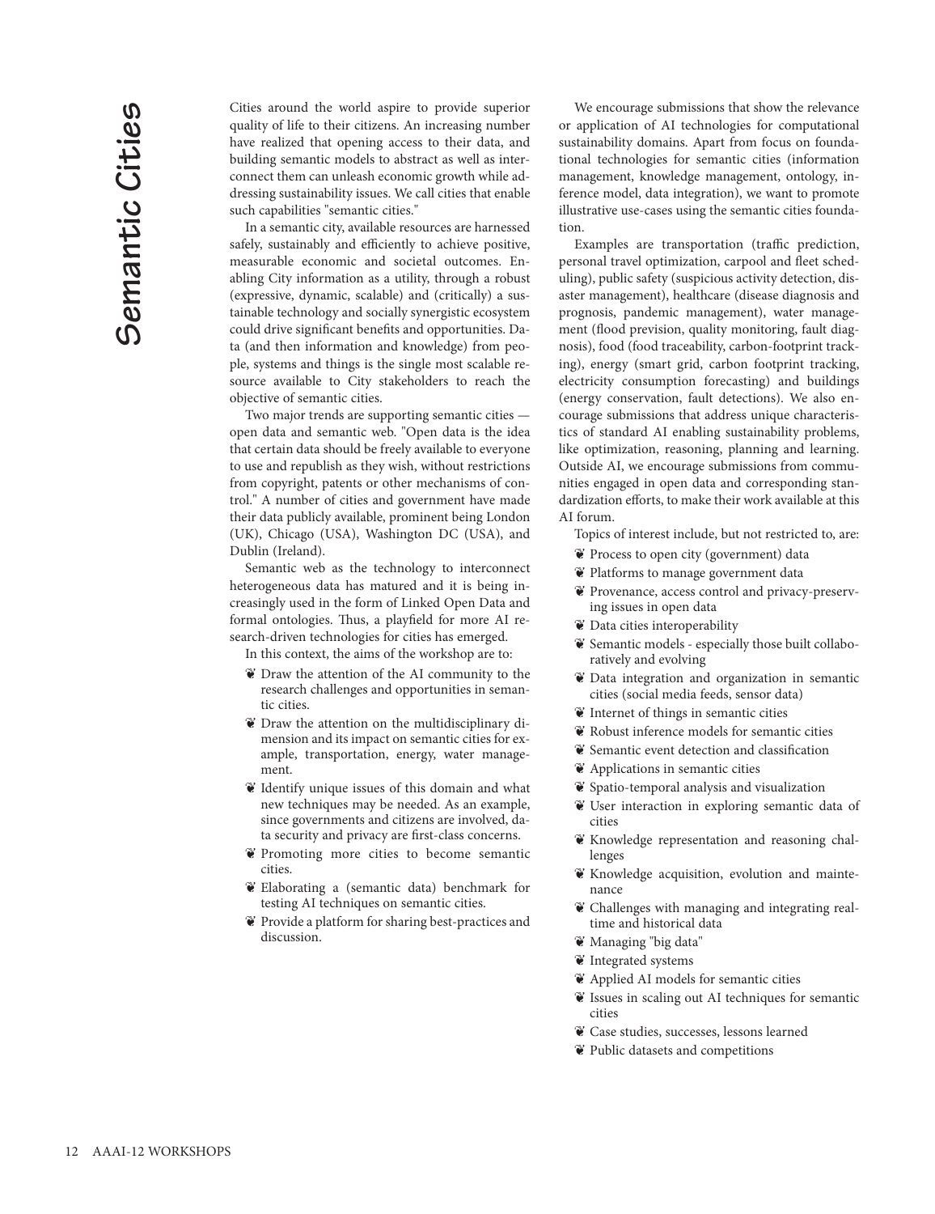# Semantic Cities

Cities around the world aspire to provide superior quality of life to their citizens. An increasing number have realized that opening access to their data, and building semantic models to abstract as well as interconnect them can unleash economic growth while addressing sustainability issues. We call cities that enable such capabilities "semantic cities."

In a semantic city, available resources are harnessed safely, sustainably and efficiently to achieve positive, measurable economic and societal outcomes. Enabling City information as a utility, through a robust (expressive, dynamic, scalable) and (critically) a sustainable technology and socially synergistic ecosystem could drive significant benefits and opportunities. Data (and then information and knowledge) from people, systems and things is the single most scalable resource available to City stakeholders to reach the objective of semantic cities.

Two major trends are supporting semantic cities — open data and semantic web. "Open data is the idea that certain data should be freely available to everyone to use and republish as they wish, without restrictions from copyright, patents or other mechanisms of control." A number of cities and government have made their data publicly available, prominent being London (UK), Chicago (USA), Washington DC (USA), and Dublin (Ireland).

Semantic web as the technology to interconnect heterogeneous data has matured and it is being increasingly used in the form of Linked Open Data and formal ontologies. Thus, a playfield for more AI research-driven technologies for cities has emerged.

In this context, the aims of the workshop are to:

- Draw the attention of the AI community to the research challenges and opportunities in semantic cities.
- Draw the attention on the multidisciplinary dimension and its impact on semantic cities for example, transportation, energy, water management.
- Identify unique issues of this domain and what new techniques may be needed. As an example, since governments and citizens are involved, data security and privacy are first-class concerns.
- Promoting more cities to become semantic cities.
- Elaborating a (semantic data) benchmark for testing AI techniques on semantic cities.
- Provide a platform for sharing best-practices and discussion.

We encourage submissions that show the relevance or application of AI technologies for computational sustainability domains. Apart from focus on foundational technologies for semantic cities (information management, knowledge management, ontology, inference model, data integration), we want to promote illustrative use-cases using the semantic cities foundation.

Examples are transportation (traffic prediction, personal travel optimization, carpool and fleet scheduling), public safety (suspicious activity detection, disaster management), healthcare (disease diagnosis and prognosis, pandemic management), water management (flood prevision, quality monitoring, fault diagnosis), food (food traceability, carbon-footprint tracking), energy (smart grid, carbon footprint tracking, electricity consumption forecasting) and buildings (energy conservation, fault detections). We also encourage submissions that address unique characteristics of standard AI enabling sustainability problems, like optimization, reasoning, planning and learning. Outside AI, we encourage submissions from communities engaged in open data and corresponding standardization efforts, to make their work available at this AI forum.

Topics of interest include, but not restricted to, are:

- Process to open city (government) data
- Platforms to manage government data
- Provenance, access control and privacy-preserving issues in open data
- Data cities interoperability
- Semantic models - especially those built collaboratively and evolving
- Data integration and organization in semantic cities (social media feeds, sensor data)
- Internet of things in semantic cities
- Robust inference models for semantic cities
- Semantic event detection and classification
- Applications in semantic cities
- Spatio-temporal analysis and visualization
- User interaction in exploring semantic data of cities
- Knowledge representation and reasoning challenges
- Knowledge acquisition, evolution and maintenance
- Challenges with managing and integrating real-time and historical data
- Managing "big data"
- Integrated systems
- Applied AI models for semantic cities
- Issues in scaling out AI techniques for semantic cities
- Case studies, successes, lessons learned
- Public datasets and competitions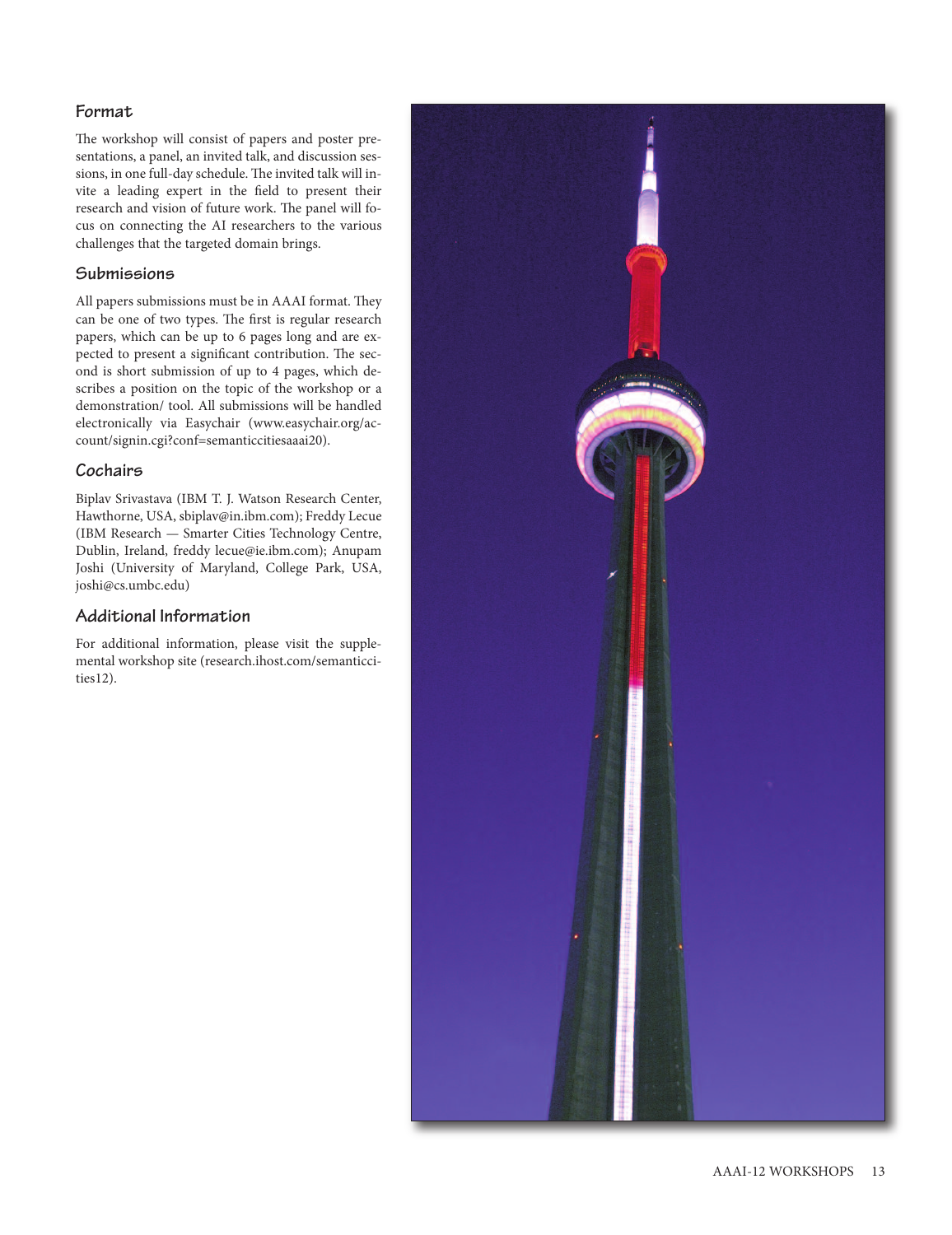### Format

The workshop will consist of papers and poster presentations, a panel, an invited talk, and discussion sessions, in one full-day schedule. The invited talk will invite a leading expert in the field to present their research and vision of future work. The panel will focus on connecting the AI researchers to the various challenges that the targeted domain brings.

### Submissions

All papers submissions must be in AAAI format. They can be one of two types. The first is regular research papers, which can be up to 6 pages long and are expected to present a significant contribution. The second is short submission of up to 4 pages, which describes a position on the topic of the workshop or a demonstration/ tool. All submissions will be handled electronically via Easychair (www.easychair.org/account/signin.cgi?conf=semanticcitiesaaai20).

### Cochairs

Biplav Srivastava (IBM T. J. Watson Research Center, Hawthorne, USA, sbiplav@in.ibm.com); Freddy Lecue (IBM Research — Smarter Cities Technology Centre, Dublin, Ireland, freddy lecue@ie.ibm.com); Anupam Joshi (University of Maryland, College Park, USA, joshi@cs.umbc.edu)

### Additional Information

For additional information, please visit the supplemental workshop site (research.ihost.com/semanticcities12).